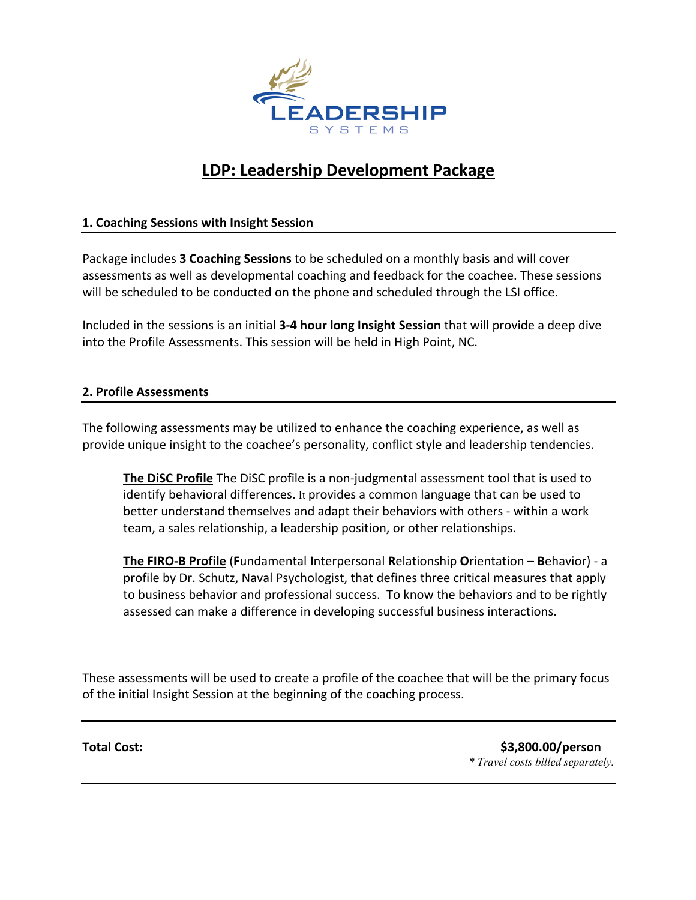LEADERSHIP
SYSTEMS

# LDP: Leadership Development Package

## 1. Coaching Sessions with Insight Session

Package includes **3 Coaching Sessions** to be scheduled on a monthly basis and will cover assessments as well as developmental coaching and feedback for the coachee. These sessions will be scheduled to be conducted on the phone and scheduled through the LSI office.

Included in the sessions is an initial **3-4 hour long Insight Session** that will provide a deep dive into the Profile Assessments. This session will be held in High Point, NC.

## 2. Profile Assessments

The following assessments may be utilized to enhance the coaching experience, as well as provide unique insight to the coachee's personality, conflict style and leadership tendencies.

> **The DiSC Profile** The DiSC profile is a non-judgmental assessment tool that is used to identify behavioral differences. It provides a common language that can be used to better understand themselves and adapt their behaviors with others - within a work team, a sales relationship, a leadership position, or other relationships.
>
> **The FIRO-B Profile** (**F**undamental **I**nterpersonal **R**elationship **O**rientation – **B**ehavior) - a profile by Dr. Schutz, Naval Psychologist, that defines three critical measures that apply to business behavior and professional success. To know the behaviors and to be rightly assessed can make a difference in developing successful business interactions.

These assessments will be used to create a profile of the coachee that will be the primary focus of the initial Insight Session at the beginning of the coaching process.

---

**Total Cost:** **$3,800.00/person**

*\* Travel costs billed separately.*

---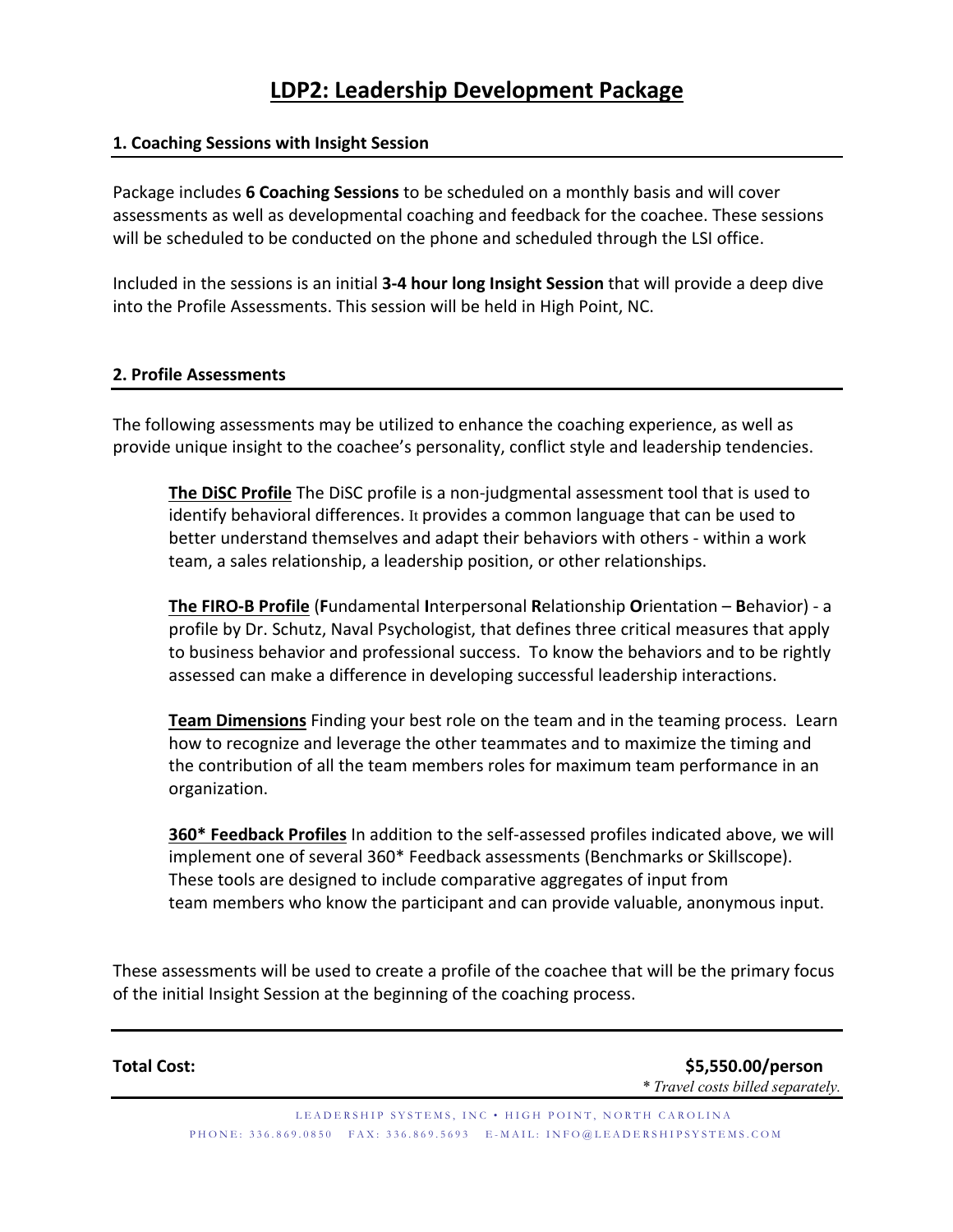# LDP2: Leadership Development Package

## 1. Coaching Sessions with Insight Session

Package includes **6 Coaching Sessions** to be scheduled on a monthly basis and will cover assessments as well as developmental coaching and feedback for the coachee. These sessions will be scheduled to be conducted on the phone and scheduled through the LSI office.

Included in the sessions is an initial **3-4 hour long Insight Session** that will provide a deep dive into the Profile Assessments. This session will be held in High Point, NC.

## 2. Profile Assessments

The following assessments may be utilized to enhance the coaching experience, as well as provide unique insight to the coachee's personality, conflict style and leadership tendencies.

> **The DiSC Profile** The DiSC profile is a non-judgmental assessment tool that is used to identify behavioral differences. It provides a common language that can be used to better understand themselves and adapt their behaviors with others - within a work team, a sales relationship, a leadership position, or other relationships.
>
> **The FIRO-B Profile** (**F**undamental **I**nterpersonal **R**elationship **O**rientation – **B**ehavior) - a profile by Dr. Schutz, Naval Psychologist, that defines three critical measures that apply to business behavior and professional success. To know the behaviors and to be rightly assessed can make a difference in developing successful leadership interactions.
>
> **Team Dimensions** Finding your best role on the team and in the teaming process. Learn how to recognize and leverage the other teammates and to maximize the timing and the contribution of all the team members roles for maximum team performance in an organization.
>
> **360* Feedback Profiles** In addition to the self-assessed profiles indicated above, we will implement one of several 360* Feedback assessments (Benchmarks or Skillscope). These tools are designed to include comparative aggregates of input from team members who know the participant and can provide valuable, anonymous input.

These assessments will be used to create a profile of the coachee that will be the primary focus of the initial Insight Session at the beginning of the coaching process.

---

**Total Cost:** **$5,550.00/person**

*\* Travel costs billed separately.*

LEADERSHIP SYSTEMS, INC • HIGH POINT, NORTH CAROLINA
PHONE: 336.869.0850 FAX: 336.869.5693 E-MAIL: INFO@LEADERSHIPSYSTEMS.COM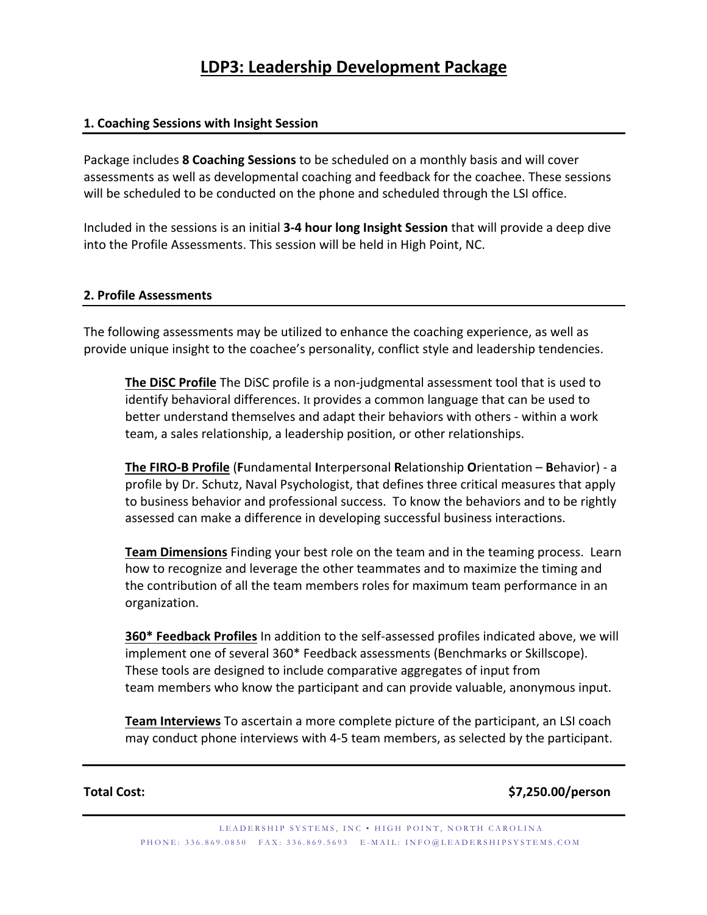# LDP3: Leadership Development Package

## 1. Coaching Sessions with Insight Session

Package includes **8 Coaching Sessions** to be scheduled on a monthly basis and will cover assessments as well as developmental coaching and feedback for the coachee. These sessions will be scheduled to be conducted on the phone and scheduled through the LSI office.

Included in the sessions is an initial **3-4 hour long Insight Session** that will provide a deep dive into the Profile Assessments. This session will be held in High Point, NC.

## 2. Profile Assessments

The following assessments may be utilized to enhance the coaching experience, as well as provide unique insight to the coachee's personality, conflict style and leadership tendencies.

> **The DiSC Profile** The DiSC profile is a non-judgmental assessment tool that is used to identify behavioral differences. It provides a common language that can be used to better understand themselves and adapt their behaviors with others - within a work team, a sales relationship, a leadership position, or other relationships.
>
> **The FIRO-B Profile** (**F**undamental **I**nterpersonal **R**elationship **O**rientation – **B**ehavior) - a profile by Dr. Schutz, Naval Psychologist, that defines three critical measures that apply to business behavior and professional success. To know the behaviors and to be rightly assessed can make a difference in developing successful business interactions.
>
> **Team Dimensions** Finding your best role on the team and in the teaming process. Learn how to recognize and leverage the other teammates and to maximize the timing and the contribution of all the team members roles for maximum team performance in an organization.
>
> **360* Feedback Profiles** In addition to the self-assessed profiles indicated above, we will implement one of several 360* Feedback assessments (Benchmarks or Skillscope). These tools are designed to include comparative aggregates of input from team members who know the participant and can provide valuable, anonymous input.
>
> **Team Interviews** To ascertain a more complete picture of the participant, an LSI coach may conduct phone interviews with 4-5 team members, as selected by the participant.

---

**Total Cost:** **$7,250.00/person**

---

LEADERSHIP SYSTEMS, INC • HIGH POINT, NORTH CAROLINA
PHONE: 336.869.0850 FAX: 336.869.5693 E-MAIL: INFO@LEADERSHIPSYSTEMS.COM